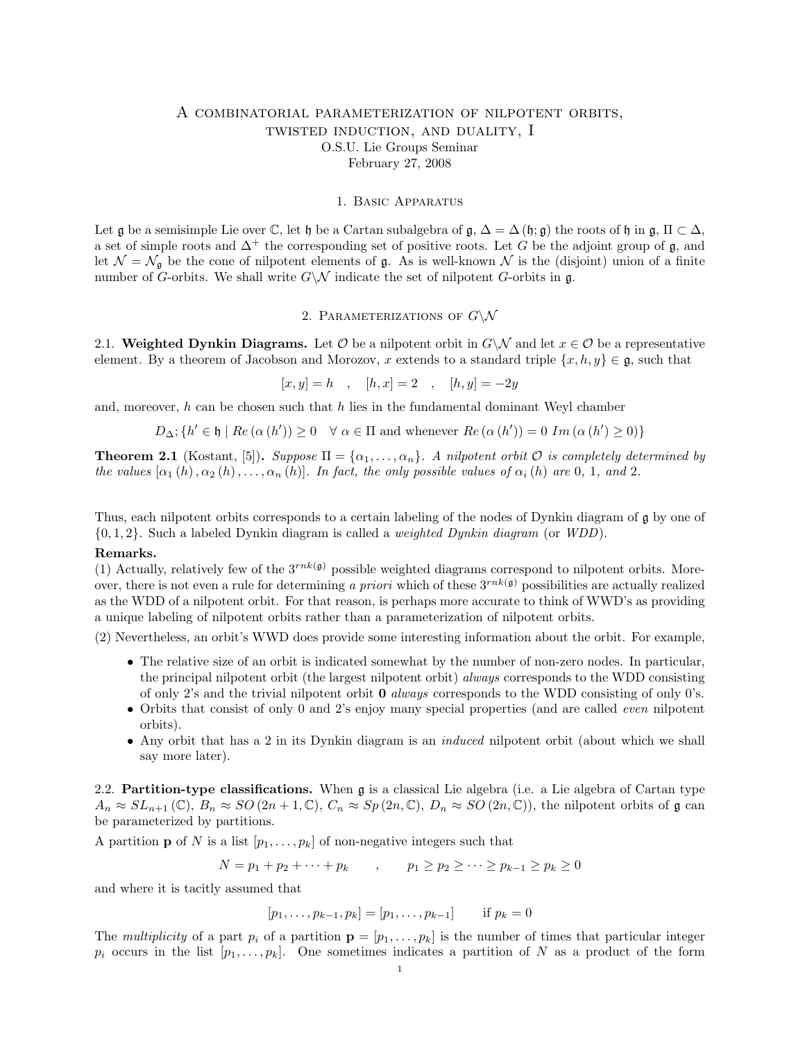# A combinatorial parameterization of nilpotent orbits, twisted induction, and duality, I

O.S.U. Lie Groups Seminar
February 27, 2008

## 1. Basic Apparatus

Let $\mathfrak{g}$ be a semisimple Lie over $\mathbb{C}$, let $\mathfrak{h}$ be a Cartan subalgebra of $\mathfrak{g}$, $\Delta = \Delta(\mathfrak{h};\mathfrak{g})$ the roots of $\mathfrak{h}$ in $\mathfrak{g}$, $\Pi \subset \Delta$, a set of simple roots and $\Delta^+$ the corresponding set of positive roots. Let $G$ be the adjoint group of $\mathfrak{g}$, and let $\mathcal{N} = \mathcal{N}_{\mathfrak{g}}$ be the cone of nilpotent elements of $\mathfrak{g}$. As is well-known $\mathcal{N}$ is the (disjoint) union of a finite number of $G$-orbits. We shall write $G\backslash\mathcal{N}$ indicate the set of nilpotent $G$-orbits in $\mathfrak{g}$.

## 2. Parameterizations of $G\backslash\mathcal{N}$

2.1. **Weighted Dynkin Diagrams.** Let $\mathcal{O}$ be a nilpotent orbit in $G\backslash\mathcal{N}$ and let $x \in \mathcal{O}$ be a representative element. By a theorem of Jacobson and Morozov, $x$ extends to a standard triple $\{x,h,y\} \in \mathfrak{g}$, such that

$$[x,y] = h \quad , \quad [h,x] = 2 \quad , \quad [h,y] = -2y$$

and, moreover, $h$ can be chosen such that $h$ lies in the fundamental dominant Weyl chamber

$$D_\Delta; \{h' \in \mathfrak{h} \mid Re(\alpha(h')) \geq 0 \quad \forall\ \alpha \in \Pi \text{ and whenever } Re(\alpha(h')) = 0\ Im(\alpha(h') \geq 0)\}$$

**Theorem 2.1** (Kostant, [5])**.** *Suppose $\Pi = \{\alpha_1,\ldots,\alpha_n\}$. A nilpotent orbit $\mathcal{O}$ is completely determined by the values $[\alpha_1(h),\alpha_2(h),\ldots,\alpha_n(h)]$. In fact, the only possible values of $\alpha_i(h)$ are* 0, 1, *and* 2.

Thus, each nilpotent orbits corresponds to a certain labeling of the nodes of Dynkin diagram of $\mathfrak{g}$ by one of $\{0,1,2\}$. Such a labeled Dynkin diagram is called a *weighted Dynkin diagram* (or *WDD*).

**Remarks.**

(1) Actually, relatively few of the $3^{rnk(\mathfrak{g})}$ possible weighted diagrams correspond to nilpotent orbits. Moreover, there is not even a rule for determining *a priori* which of these $3^{rnk(\mathfrak{g})}$ possibilities are actually realized as the WDD of a nilpotent orbit. For that reason, is perhaps more accurate to think of WWD's as providing a unique labeling of nilpotent orbits rather than a parameterization of nilpotent orbits.

(2) Nevertheless, an orbit's WWD does provide some interesting information about the orbit. For example,

- The relative size of an orbit is indicated somewhat by the number of non-zero nodes. In particular, the principal nilpotent orbit (the largest nilpotent orbit) *always* corresponds to the WDD consisting of only 2's and the trivial nilpotent orbit $\mathbf{0}$ *always* corresponds to the WDD consisting of only 0's.
- Orbits that consist of only 0 and 2's enjoy many special properties (and are called *even* nilpotent orbits).
- Any orbit that has a 2 in its Dynkin diagram is an *induced* nilpotent orbit (about which we shall say more later).

2.2. **Partition-type classifications.** When $\mathfrak{g}$ is a classical Lie algebra (i.e. a Lie algebra of Cartan type $A_n \approx SL_{n+1}(\mathbb{C})$, $B_n \approx SO(2n+1,\mathbb{C})$, $C_n \approx Sp(2n,\mathbb{C})$, $D_n \approx SO(2n,\mathbb{C})$), the nilpotent orbits of $\mathfrak{g}$ can be parameterized by partitions.

A partition $\mathbf{p}$ of $N$ is a list $[p_1,\ldots,p_k]$ of non-negative integers such that

$$N = p_1 + p_2 + \cdots + p_k \qquad , \qquad p_1 \geq p_2 \geq \cdots \geq p_{k-1} \geq p_k \geq 0$$

and where it is tacitly assumed that

$$[p_1,\ldots,p_{k-1},p_k] = [p_1,\ldots,p_{k-1}] \qquad \text{if } p_k = 0$$

The *multiplicity* of a part $p_i$ of a partition $\mathbf{p} = [p_1,\ldots,p_k]$ is the number of times that particular integer $p_i$ occurs in the list $[p_1,\ldots,p_k]$. One sometimes indicates a partition of $N$ as a product of the form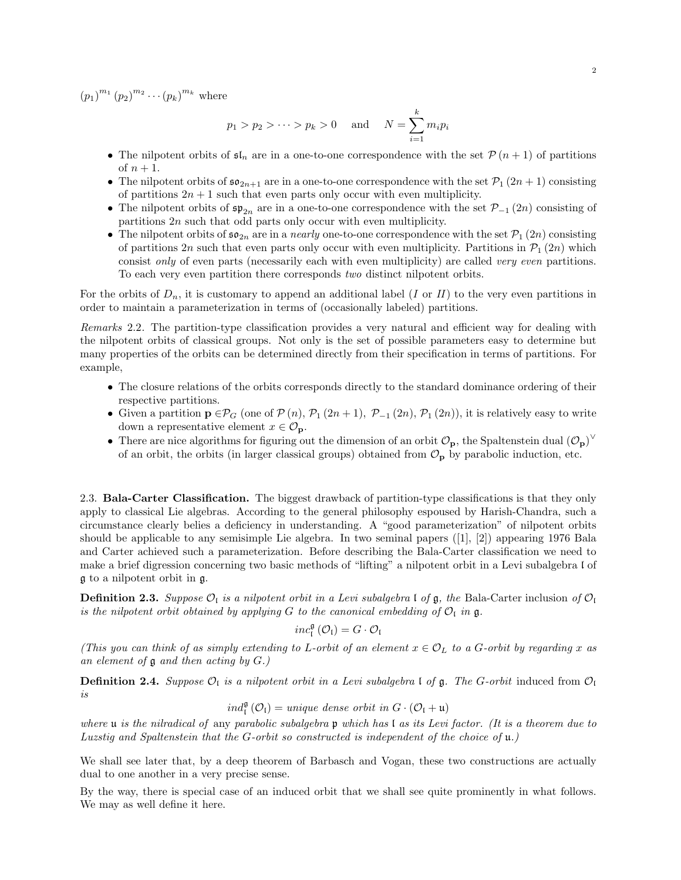$(p_1)^{m_1}(p_2)^{m_2}\cdots(p_k)^{m_k}$ where

$$p_1 > p_2 > \cdots > p_k > 0 \quad \text{and} \quad N = \sum_{i=1}^{k} m_i p_i$$

- The nilpotent orbits of $\mathfrak{sl}_n$ are in a one-to-one correspondence with the set $\mathcal{P}(n+1)$ of partitions of $n+1$.
- The nilpotent orbits of $\mathfrak{so}_{2n+1}$ are in a one-to-one correspondence with the set $\mathcal{P}_1(2n+1)$ consisting of partitions $2n+1$ such that even parts only occur with even multiplicity.
- The nilpotent orbits of $\mathfrak{sp}_{2n}$ are in a one-to-one correspondence with the set $\mathcal{P}_{-1}(2n)$ consisting of partitions $2n$ such that odd parts only occur with even multiplicity.
- The nilpotent orbits of $\mathfrak{so}_{2n}$ are in a *nearly* one-to-one correspondence with the set $\mathcal{P}_1(2n)$ consisting of partitions $2n$ such that even parts only occur with even multiplicity. Partitions in $\mathcal{P}_1(2n)$ which consist *only* of even parts (necessarily each with even multiplicity) are called *very even* partitions. To each very even partition there corresponds *two* distinct nilpotent orbits.

For the orbits of $D_n$, it is customary to append an additional label ($I$ or $II$) to the very even partitions in order to maintain a parameterization in terms of (occasionally labeled) partitions.

*Remarks* 2.2. The partition-type classification provides a very natural and efficient way for dealing with the nilpotent orbits of classical groups. Not only is the set of possible parameters easy to determine but many properties of the orbits can be determined directly from their specification in terms of partitions. For example,

- The closure relations of the orbits corresponds directly to the standard dominance ordering of their respective partitions.
- Given a partition $\mathbf{p} \in \mathcal{P}_G$ (one of $\mathcal{P}(n)$, $\mathcal{P}_1(2n+1)$, $\mathcal{P}_{-1}(2n)$, $\mathcal{P}_1(2n)$), it is relatively easy to write down a representative element $x \in \mathcal{O}_{\mathbf{p}}$.
- There are nice algorithms for figuring out the dimension of an orbit $\mathcal{O}_{\mathbf{p}}$, the Spaltenstein dual $(\mathcal{O}_{\mathbf{p}})^\vee$ of an orbit, the orbits (in larger classical groups) obtained from $\mathcal{O}_{\mathbf{p}}$ by parabolic induction, etc.

2.3. **Bala-Carter Classification.** The biggest drawback of partition-type classifications is that they only apply to classical Lie algebras. According to the general philosophy espoused by Harish-Chandra, such a circumstance clearly belies a deficiency in understanding. A "good parameterization" of nilpotent orbits should be applicable to any semisimple Lie algebra. In two seminal papers ([1], [2]) appearing 1976 Bala and Carter achieved such a parameterization. Before describing the Bala-Carter classification we need to make a brief digression concerning two basic methods of "lifting" a nilpotent orbit in a Levi subalgebra $\mathfrak{l}$ of $\mathfrak{g}$ to a nilpotent orbit in $\mathfrak{g}$.

**Definition 2.3.** *Suppose $\mathcal{O}_{\mathfrak{l}}$ is a nilpotent orbit in a Levi subalgebra $\mathfrak{l}$ of $\mathfrak{g}$, the* Bala-Carter inclusion *of $\mathcal{O}_{\mathfrak{l}}$ is the nilpotent orbit obtained by applying $G$ to the canonical embedding of $\mathcal{O}_{\mathfrak{l}}$ in $\mathfrak{g}$.*

$$inc_{\mathfrak{l}}^{\mathfrak{g}}(\mathcal{O}_{\mathfrak{l}}) = G \cdot \mathcal{O}_{\mathfrak{l}}$$

*(This you can think of as simply extending to $L$-orbit of an element $x \in \mathcal{O}_L$ to a $G$-orbit by regarding $x$ as an element of $\mathfrak{g}$ and then acting by $G$.)*

**Definition 2.4.** *Suppose $\mathcal{O}_{\mathfrak{l}}$ is a nilpotent orbit in a Levi subalgebra $\mathfrak{l}$ of $\mathfrak{g}$. The $G$-orbit* induced from $\mathcal{O}_{\mathfrak{l}}$ *is*

$$ind_{\mathfrak{l}}^{\mathfrak{g}}(\mathcal{O}_{\mathfrak{l}}) = \textit{unique dense orbit in } G \cdot (\mathcal{O}_{\mathfrak{l}} + \mathfrak{u})$$

*where $\mathfrak{u}$ is the nilradical of* any *parabolic subalgebra $\mathfrak{p}$ which has $\mathfrak{l}$ as its Levi factor. (It is a theorem due to Luzstig and Spaltenstein that the $G$-orbit so constructed is independent of the choice of $\mathfrak{u}$.)*

We shall see later that, by a deep theorem of Barbasch and Vogan, these two constructions are actually dual to one another in a very precise sense.

By the way, there is special case of an induced orbit that we shall see quite prominently in what follows. We may as well define it here.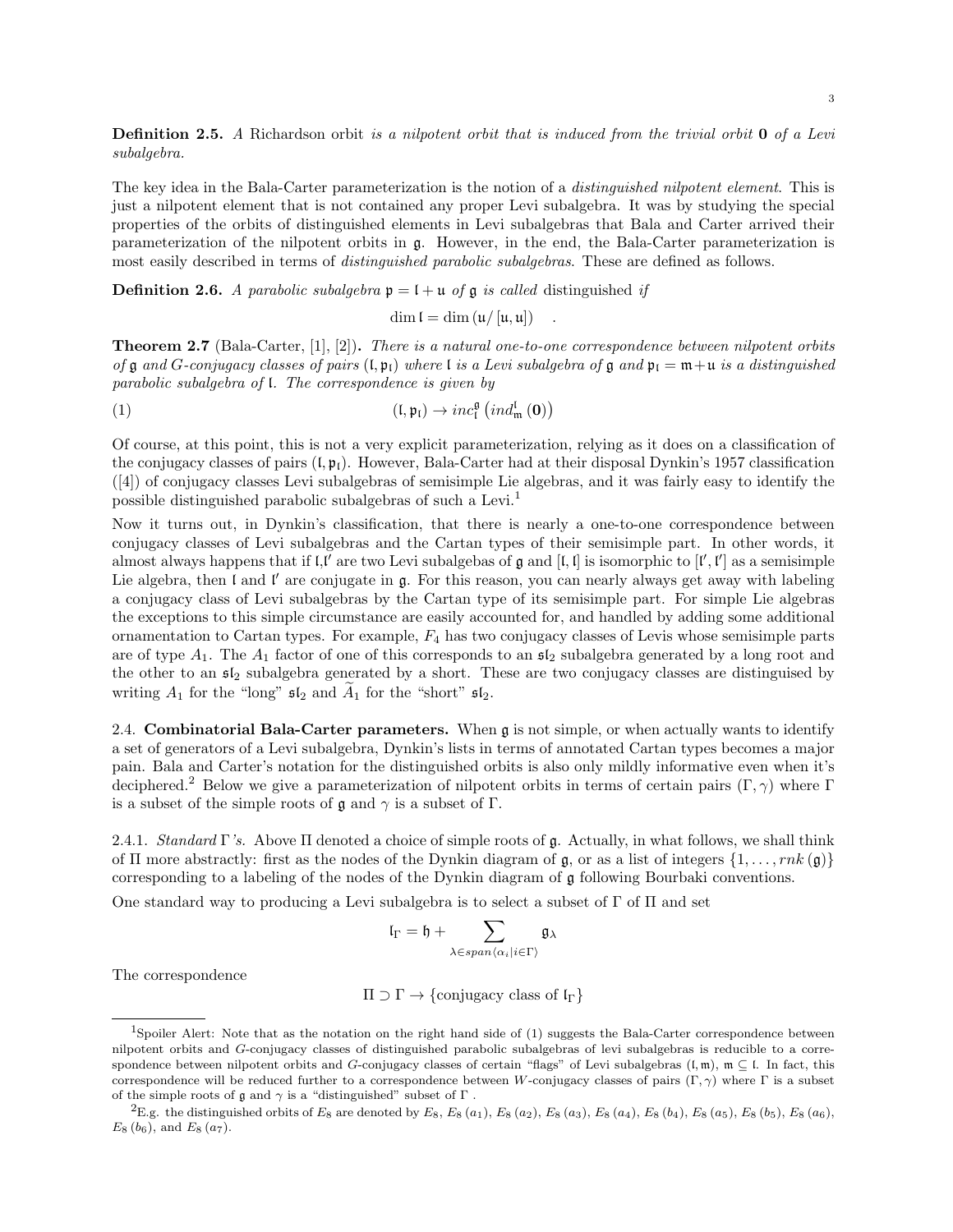**Definition 2.5.** *A* Richardson orbit *is a nilpotent orbit that is induced from the trivial orbit* $\mathbf{0}$ *of a Levi subalgebra.*

The key idea in the Bala-Carter parameterization is the notion of a *distinguished nilpotent element*. This is just a nilpotent element that is not contained any proper Levi subalgebra. It was by studying the special properties of the orbits of distinguished elements in Levi subalgebras that Bala and Carter arrived their parameterization of the nilpotent orbits in $\mathfrak{g}$. However, in the end, the Bala-Carter parameterization is most easily described in terms of *distinguished parabolic subalgebras*. These are defined as follows.

**Definition 2.6.** *A parabolic subalgebra* $\mathfrak{p} = \mathfrak{l} + \mathfrak{u}$ *of* $\mathfrak{g}$ *is called* distinguished *if*

$$\dim \mathfrak{l} = \dim \left(\mathfrak{u} / [\mathfrak{u}, \mathfrak{u}]\right) \quad .$$

**Theorem 2.7** (Bala-Carter, [1], [2])**.** *There is a natural one-to-one correspondence between nilpotent orbits of* $\mathfrak{g}$ *and* $G$*-conjugacy classes of pairs* $(\mathfrak{l}, \mathfrak{p}_{\mathfrak{l}})$ *where* $\mathfrak{l}$ *is a Levi subalgebra of* $\mathfrak{g}$ *and* $\mathfrak{p}_{\mathfrak{l}} = \mathfrak{m} + \mathfrak{u}$ *is a distinguished parabolic subalgebra of* $\mathfrak{l}$*. The correspondence is given by*

$$(\mathfrak{l}, \mathfrak{p}_{\mathfrak{l}}) \to inc_{\mathfrak{l}}^{\mathfrak{g}} \left(ind_{\mathfrak{m}}^{\mathfrak{l}} (\mathbf{0})\right) \tag{1}$$

Of course, at this point, this is not a very explicit parameterization, relying as it does on a classification of the conjugacy classes of pairs $(\mathfrak{l}, \mathfrak{p}_{\mathfrak{l}})$. However, Bala-Carter had at their disposal Dynkin's 1957 classification ([4]) of conjugacy classes Levi subalgebras of semisimple Lie algebras, and it was fairly easy to identify the possible distinguished parabolic subalgebras of such a Levi.[1]

Now it turns out, in Dynkin's classification, that there is nearly a one-to-one correspondence between conjugacy classes of Levi subalgebras and the Cartan types of their semisimple part. In other words, it almost always happens that if $\mathfrak{l}, \mathfrak{l}'$ are two Levi subalgebas of $\mathfrak{g}$ and $[\mathfrak{l}, \mathfrak{l}]$ is isomorphic to $[\mathfrak{l}', \mathfrak{l}']$ as a semisimple Lie algebra, then $\mathfrak{l}$ and $\mathfrak{l}'$ are conjugate in $\mathfrak{g}$. For this reason, you can nearly always get away with labeling a conjugacy class of Levi subalgebras by the Cartan type of its semisimple part. For simple Lie algebras the exceptions to this simple circumstance are easily accounted for, and handled by adding some additional ornamentation to Cartan types. For example, $F_4$ has two conjugacy classes of Levis whose semisimple parts are of type $A_1$. The $A_1$ factor of one of this corresponds to an $\mathfrak{sl}_2$ subalgebra generated by a long root and the other to an $\mathfrak{sl}_2$ subalgebra generated by a short. These are two conjugacy classes are distinguised by writing $A_1$ for the "long" $\mathfrak{sl}_2$ and $\widetilde{A}_1$ for the "short" $\mathfrak{sl}_2$.

2.4. **Combinatorial Bala-Carter parameters.** When $\mathfrak{g}$ is not simple, or when actually wants to identify a set of generators of a Levi subalgebra, Dynkin's lists in terms of annotated Cartan types becomes a major pain. Bala and Carter's notation for the distinguished orbits is also only mildly informative even when it's deciphered.[2] Below we give a parameterization of nilpotent orbits in terms of certain pairs $(\Gamma, \gamma)$ where $\Gamma$ is a subset of the simple roots of $\mathfrak{g}$ and $\gamma$ is a subset of $\Gamma$.

2.4.1. *Standard* $\Gamma$*'s.* Above $\Pi$ denoted a choice of simple roots of $\mathfrak{g}$. Actually, in what follows, we shall think of $\Pi$ more abstractly: first as the nodes of the Dynkin diagram of $\mathfrak{g}$, or as a list of integers $\{1, \dots, rnk(\mathfrak{g})\}$ corresponding to a labeling of the nodes of the Dynkin diagram of $\mathfrak{g}$ following Bourbaki conventions.

One standard way to producing a Levi subalgebra is to select a subset of $\Gamma$ of $\Pi$ and set

$$\mathfrak{l}_{\Gamma} = \mathfrak{h} + \sum_{\lambda \in span\langle \alpha_i | i \in \Gamma \rangle} \mathfrak{g}_{\lambda}$$

The correspondence

$$\Pi \supset \Gamma \to \{\text{conjugacy class of } \mathfrak{l}_{\Gamma}\}$$

---

[1] Spoiler Alert: Note that as the notation on the right hand side of (1) suggests the Bala-Carter correspondence between nilpotent orbits and $G$-conjugacy classes of distinguished parabolic subalgebras of levi subalgebras is reducible to a correspondence between nilpotent orbits and $G$-conjugacy classes of certain "flags" of Levi subalgebras $(\mathfrak{l}, \mathfrak{m})$, $\mathfrak{m} \subseteq \mathfrak{l}$. In fact, this correspondence will be reduced further to a correspondence between $W$-conjugacy classes of pairs $(\Gamma, \gamma)$ where $\Gamma$ is a subset of the simple roots of $\mathfrak{g}$ and $\gamma$ is a "distinguished" subset of $\Gamma$ .

[2] E.g. the distinguished orbits of $E_8$ are denoted by $E_8$, $E_8(a_1)$, $E_8(a_2)$, $E_8(a_3)$, $E_8(a_4)$, $E_8(b_4)$, $E_8(a_5)$, $E_8(b_5)$, $E_8(a_6)$, $E_8(b_6)$, and $E_8(a_7)$.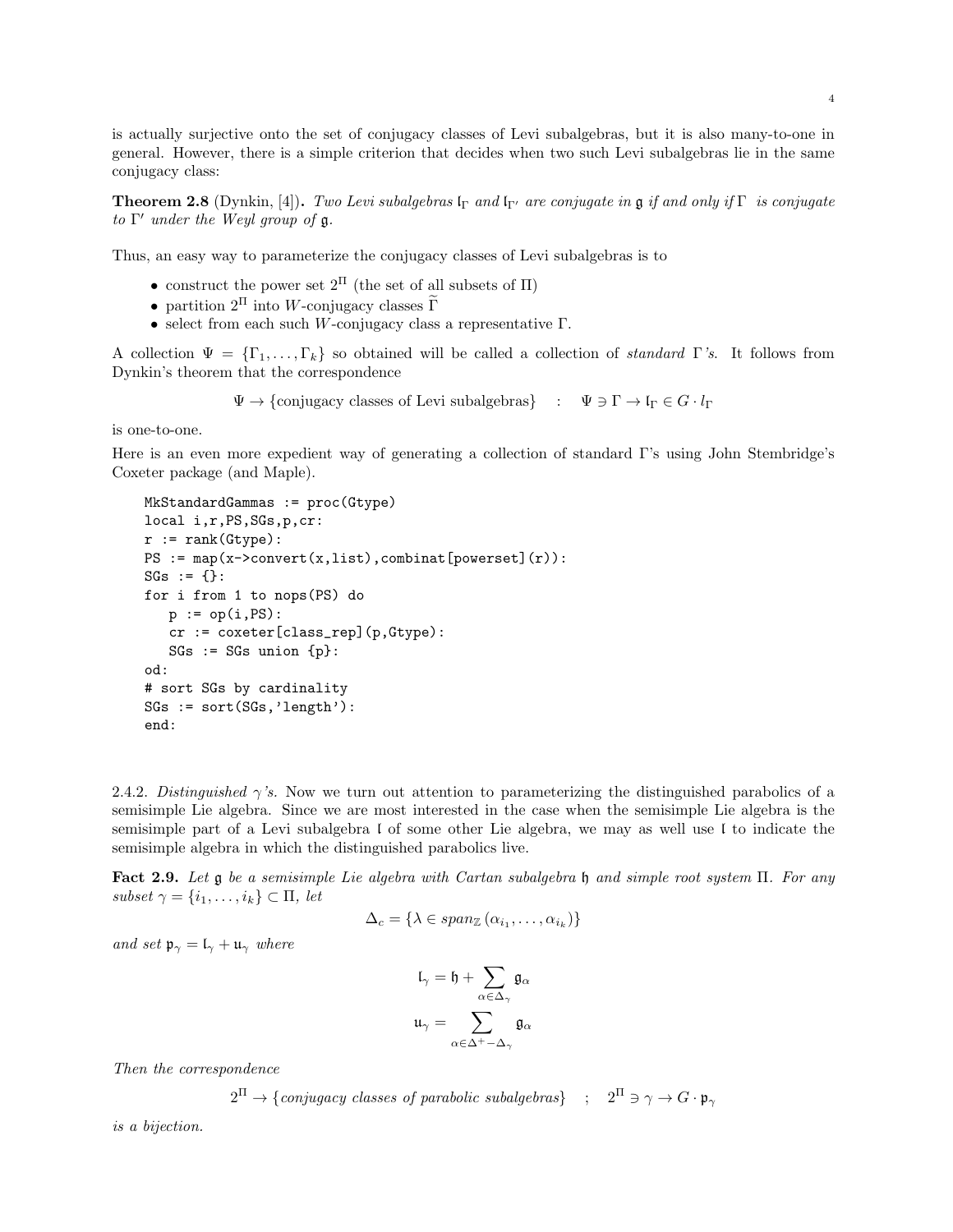is actually surjective onto the set of conjugacy classes of Levi subalgebras, but it is also many-to-one in general. However, there is a simple criterion that decides when two such Levi subalgebras lie in the same conjugacy class:

**Theorem 2.8** (Dynkin, [4]). *Two Levi subalgebras $\mathfrak{l}_\Gamma$ and $\mathfrak{l}_{\Gamma'}$ are conjugate in $\mathfrak{g}$ if and only if $\Gamma$ is conjugate to $\Gamma'$ under the Weyl group of $\mathfrak{g}$.*

Thus, an easy way to parameterize the conjugacy classes of Levi subalgebras is to

- construct the power set $2^\Pi$ (the set of all subsets of $\Pi$)
- partition $2^\Pi$ into $W$-conjugacy classes $\widetilde{\Gamma}$
- select from each such $W$-conjugacy class a representative $\Gamma$.

A collection $\Psi = \{\Gamma_1, \ldots, \Gamma_k\}$ so obtained will be called a collection of *standard $\Gamma$'s*. It follows from Dynkin's theorem that the correspondence

$$\Psi \to \{\text{conjugacy classes of Levi subalgebras}\} \quad : \quad \Psi \ni \Gamma \to \mathfrak{l}_\Gamma \in G \cdot l_\Gamma$$

is one-to-one.

Here is an even more expedient way of generating a collection of standard $\Gamma$'s using John Stembridge's Coxeter package (and Maple).

```
MkStandardGammas := proc(Gtype)
local i,r,PS,SGs,p,cr:
r := rank(Gtype):
PS := map(x->convert(x,list),combinat[powerset](r)):
SGs := {}:
for i from 1 to nops(PS) do
   p := op(i,PS):
   cr := coxeter[class_rep](p,Gtype):
   SGs := SGs union {p}:
od:
# sort SGs by cardinality
SGs := sort(SGs,'length'):
end:
```

2.4.2. *Distinguished $\gamma$'s.* Now we turn out attention to parameterizing the distinguished parabolics of a semisimple Lie algebra. Since we are most interested in the case when the semisimple Lie algebra is the semisimple part of a Levi subalgebra $\mathfrak{l}$ of some other Lie algebra, we may as well use $\mathfrak{l}$ to indicate the semisimple algebra in which the distinguished parabolics live.

**Fact 2.9.** *Let $\mathfrak{g}$ be a semisimple Lie algebra with Cartan subalgebra $\mathfrak{h}$ and simple root system $\Pi$. For any subset $\gamma = \{i_1, \ldots, i_k\} \subset \Pi$, let*

$$\Delta_c = \{\lambda \in span_{\mathbb{Z}}(\alpha_{i_1}, \ldots, \alpha_{i_k})\}$$

*and set $\mathfrak{p}_\gamma = \mathfrak{l}_\gamma + \mathfrak{u}_\gamma$ where*

$$\mathfrak{l}_\gamma = \mathfrak{h} + \sum_{\alpha \in \Delta_\gamma} \mathfrak{g}_\alpha$$

$$\mathfrak{u}_\gamma = \sum_{\alpha \in \Delta^+ - \Delta_\gamma} \mathfrak{g}_\alpha$$

*Then the correspondence*

$$2^\Pi \to \{\text{conjugacy classes of parabolic subalgebras}\} \quad ; \quad 2^\Pi \ni \gamma \to G \cdot \mathfrak{p}_\gamma$$

*is a bijection.*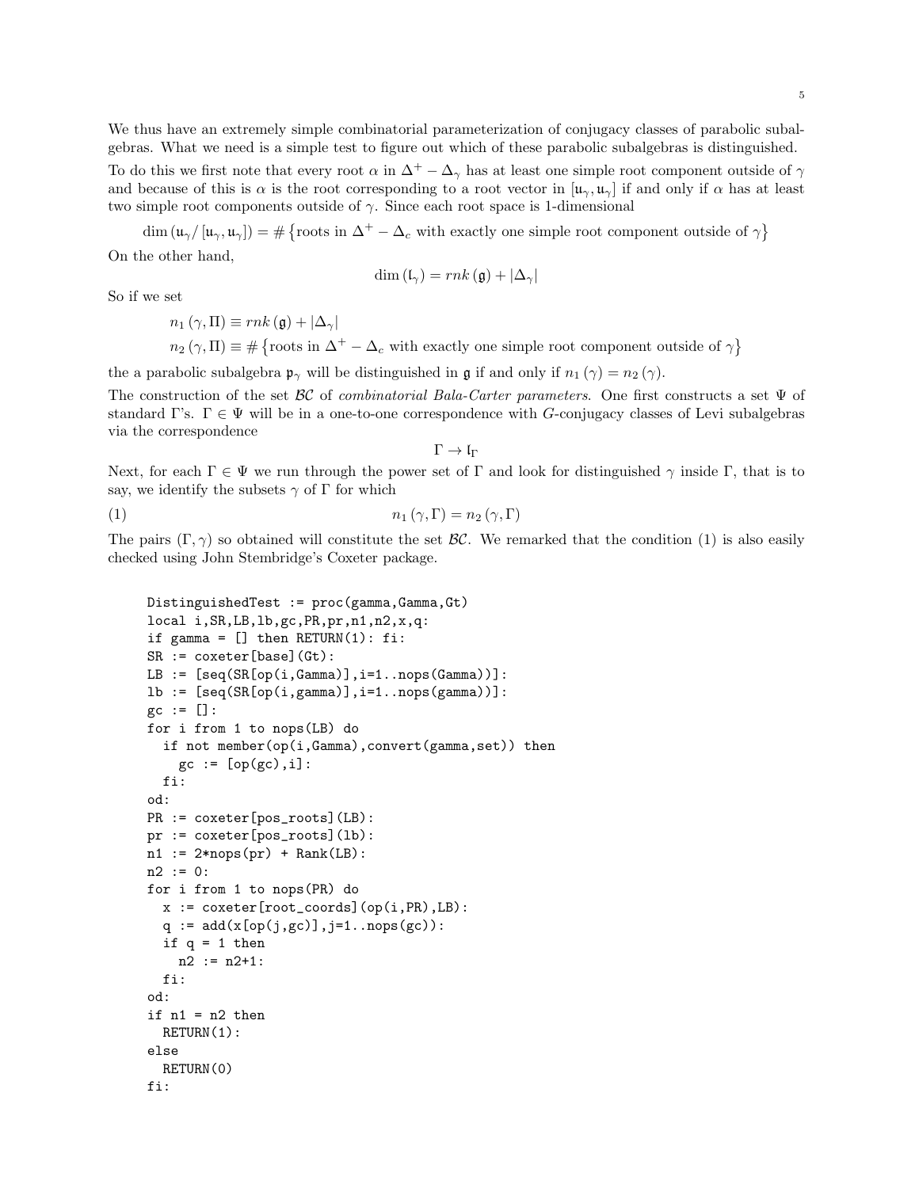We thus have an extremely simple combinatorial parameterization of conjugacy classes of parabolic subalgebras. What we need is a simple test to figure out which of these parabolic subalgebras is distinguished.

To do this we first note that every root $\alpha$ in $\Delta^{+} - \Delta_{\gamma}$ has at least one simple root component outside of $\gamma$ and because of this is $\alpha$ is the root corresponding to a root vector in $[\mathfrak{u}_{\gamma}, \mathfrak{u}_{\gamma}]$ if and only if $\alpha$ has at least two simple root components outside of $\gamma$. Since each root space is 1-dimensional

$$\dim\left(\mathfrak{u}_{\gamma}/\left[\mathfrak{u}_{\gamma}, \mathfrak{u}_{\gamma}\right]\right) = \#\left\{\text{roots in } \Delta^{+} - \Delta_{c} \text{ with exactly one simple root component outside of } \gamma\right\}$$

On the other hand,

$$\dim\left(\mathfrak{l}_{\gamma}\right) = rnk\left(\mathfrak{g}\right) + \left|\Delta_{\gamma}\right|$$

So if we set

$$n_1\left(\gamma, \Pi\right) \equiv rnk\left(\mathfrak{g}\right) + \left|\Delta_{\gamma}\right|$$

$$n_2\left(\gamma, \Pi\right) \equiv \#\left\{\text{roots in } \Delta^{+} - \Delta_{c} \text{ with exactly one simple root component outside of } \gamma\right\}$$

the a parabolic subalgebra $\mathfrak{p}_{\gamma}$ will be distinguished in $\mathfrak{g}$ if and only if $n_1\left(\gamma\right) = n_2\left(\gamma\right)$.

The construction of the set $\mathcal{BC}$ of *combinatorial Bala-Carter parameters.* One first constructs a set $\Psi$ of standard $\Gamma$'s. $\Gamma \in \Psi$ will be in a one-to-one correspondence with $G$-conjugacy classes of Levi subalgebras via the correspondence

$$\Gamma \to \mathfrak{l}_{\Gamma}$$

Next, for each $\Gamma \in \Psi$ we run through the power set of $\Gamma$ and look for distinguished $\gamma$ inside $\Gamma$, that is to say, we identify the subsets $\gamma$ of $\Gamma$ for which

$$n_1\left(\gamma, \Gamma\right) = n_2\left(\gamma, \Gamma\right) \tag{1}$$

The pairs $(\Gamma, \gamma)$ so obtained will constitute the set $\mathcal{BC}$. We remarked that the condition (1) is also easily checked using John Stembridge's Coxeter package.

```
DistinguishedTest := proc(gamma,Gamma,Gt)
local i,SR,LB,lb,gc,PR,pr,n1,n2,x,q:
if gamma = [] then RETURN(1): fi:
SR := coxeter[base](Gt):
LB := [seq(SR[op(i,Gamma)],i=1..nops(Gamma))]:
lb := [seq(SR[op(i,gamma)],i=1..nops(gamma))]:
gc := []:
for i from 1 to nops(LB) do
  if not member(op(i,Gamma),convert(gamma,set)) then
    gc := [op(gc),i]:
  fi:
od:
PR := coxeter[pos_roots](LB):
pr := coxeter[pos_roots](lb):
n1 := 2*nops(pr) + Rank(LB):
n2 := 0:
for i from 1 to nops(PR) do
  x := coxeter[root_coords](op(i,PR),LB):
  q := add(x[op(j,gc)],j=1..nops(gc)):
  if q = 1 then
    n2 := n2+1:
  fi:
od:
if n1 = n2 then
  RETURN(1):
else
  RETURN(0)
fi:
```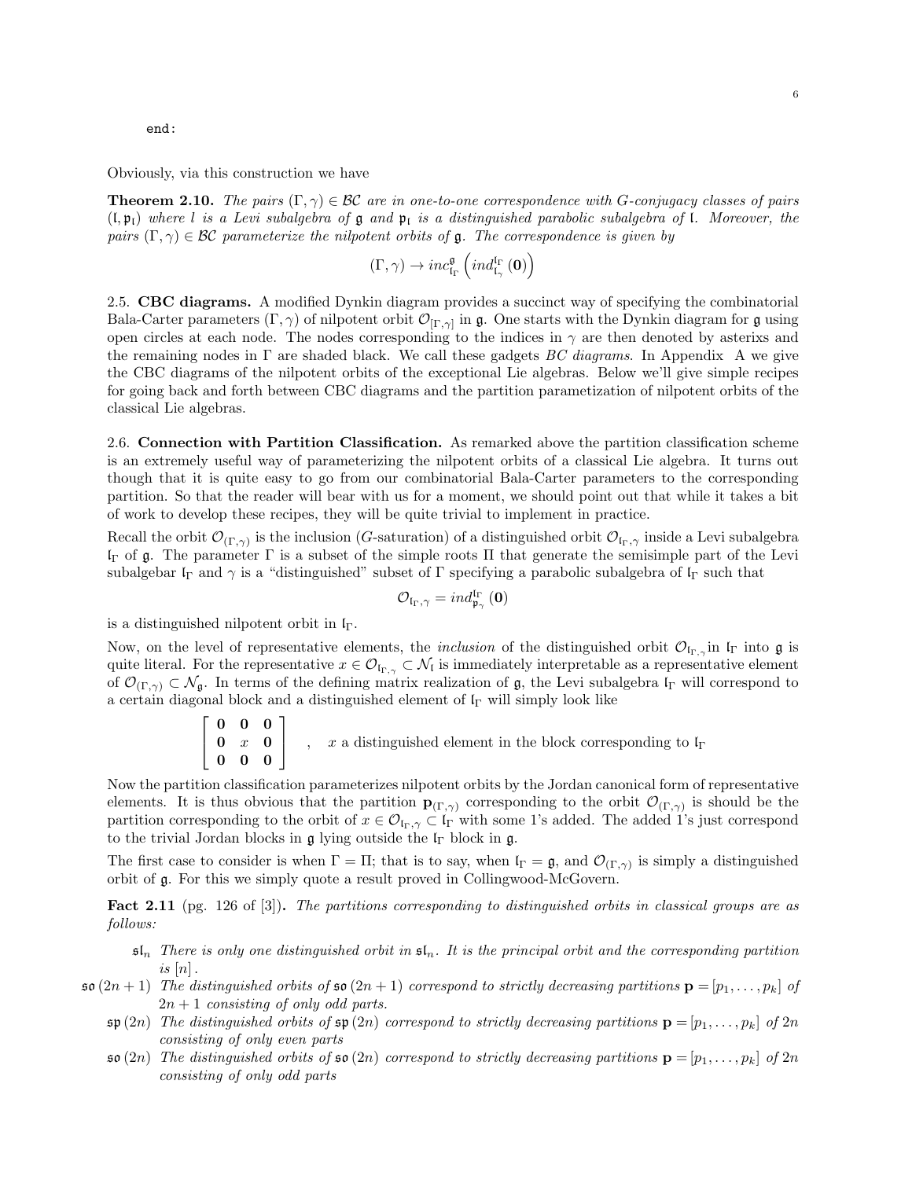```
end:
```

Obviously, via this construction we have

**Theorem 2.10.** *The pairs $(\Gamma, \gamma) \in \mathcal{BC}$ are in one-to-one correspondence with G-conjugacy classes of pairs $(\mathfrak{l}, \mathfrak{p}_\mathfrak{l})$ where l is a Levi subalgebra of $\mathfrak{g}$ and $\mathfrak{p}_\mathfrak{l}$ is a distinguished parabolic subalgebra of $\mathfrak{l}$. Moreover, the pairs $(\Gamma, \gamma) \in \mathcal{BC}$ parameterize the nilpotent orbits of $\mathfrak{g}$. The correspondence is given by*

$$(\Gamma, \gamma) \to inc_{\mathfrak{l}_\Gamma}^{\mathfrak{g}} \left( ind_{\mathfrak{l}_\gamma}^{\mathfrak{l}_\Gamma} (\mathbf{0}) \right)$$

2.5. **CBC diagrams.** A modified Dynkin diagram provides a succinct way of specifying the combinatorial Bala-Carter parameters $(\Gamma, \gamma)$ of nilpotent orbit $\mathcal{O}_{[\Gamma,\gamma]}$ in $\mathfrak{g}$. One starts with the Dynkin diagram for $\mathfrak{g}$ using open circles at each node. The nodes corresponding to the indices in $\gamma$ are then denoted by asterixs and the remaining nodes in $\Gamma$ are shaded black. We call these gadgets *BC diagrams*. In Appendix A we give the CBC diagrams of the nilpotent orbits of the exceptional Lie algebras. Below we'll give simple recipes for going back and forth between CBC diagrams and the partition parametization of nilpotent orbits of the classical Lie algebras.

2.6. **Connection with Partition Classification.** As remarked above the partition classification scheme is an extremely useful way of parameterizing the nilpotent orbits of a classical Lie algebra. It turns out though that it is quite easy to go from our combinatorial Bala-Carter parameters to the corresponding partition. So that the reader will bear with us for a moment, we should point out that while it takes a bit of work to develop these recipes, they will be quite trivial to implement in practice.

Recall the orbit $\mathcal{O}_{(\Gamma,\gamma)}$ is the inclusion ($G$-saturation) of a distinguished orbit $\mathcal{O}_{\mathfrak{l}_\Gamma,\gamma}$ inside a Levi subalgebra $\mathfrak{l}_\Gamma$ of $\mathfrak{g}$. The parameter $\Gamma$ is a subset of the simple roots $\Pi$ that generate the semisimple part of the Levi subalgebar $\mathfrak{l}_\Gamma$ and $\gamma$ is a "distinguished" subset of $\Gamma$ specifying a parabolic subalgebra of $\mathfrak{l}_\Gamma$ such that

$$\mathcal{O}_{\mathfrak{l}_\Gamma,\gamma} = ind_{\mathfrak{p}_\gamma}^{\mathfrak{l}_\Gamma} (\mathbf{0})$$

is a distinguished nilpotent orbit in $\mathfrak{l}_\Gamma$.

Now, on the level of representative elements, the *inclusion* of the distinguished orbit $\mathcal{O}_{\mathfrak{l}_{\Gamma,\gamma}}$ in $\mathfrak{l}_\Gamma$ into $\mathfrak{g}$ is quite literal. For the representative $x \in \mathcal{O}_{\mathfrak{l}_{\Gamma,\gamma}} \subset \mathcal{N}_\mathfrak{l}$ is immediately interpretable as a representative element of $\mathcal{O}_{(\Gamma,\gamma)} \subset \mathcal{N}_\mathfrak{g}$. In terms of the defining matrix realization of $\mathfrak{g}$, the Levi subalgebra $\mathfrak{l}_\Gamma$ will correspond to a certain diagonal block and a distinguished element of $\mathfrak{l}_\Gamma$ will simply look like

$$\left[ \begin{array}{ccc} \mathbf{0} & \mathbf{0} & \mathbf{0} \\ \mathbf{0} & x & \mathbf{0} \\ \mathbf{0} & \mathbf{0} & \mathbf{0} \end{array} \right] \quad , \quad x \text{ a distinguished element in the block corresponding to } \mathfrak{l}_\Gamma$$

Now the partition classification parameterizes nilpotent orbits by the Jordan canonical form of representative elements. It is thus obvious that the partition $\mathbf{p}_{(\Gamma,\gamma)}$ corresponding to the orbit $\mathcal{O}_{(\Gamma,\gamma)}$ is should be the partition corresponding to the orbit of $x \in \mathcal{O}_{\mathfrak{l}_{\Gamma,\gamma}} \subset \mathfrak{l}_\Gamma$ with some 1's added. The added 1's just correspond to the trivial Jordan blocks in $\mathfrak{g}$ lying outside the $\mathfrak{l}_\Gamma$ block in $\mathfrak{g}$.

The first case to consider is when $\Gamma = \Pi$; that is to say, when $\mathfrak{l}_\Gamma = \mathfrak{g}$, and $\mathcal{O}_{(\Gamma,\gamma)}$ is simply a distinguished orbit of $\mathfrak{g}$. For this we simply quote a result proved in Collingwood-McGovern.

**Fact 2.11** (pg. 126 of [3])**.** *The partitions corresponding to distinguished orbits in classical groups are as follows:*

- $\mathfrak{sl}_n$ *There is only one distinguished orbit in $\mathfrak{sl}_n$. It is the principal orbit and the corresponding partition is $[n]$.*
- $\mathfrak{so}(2n+1)$ *The distinguished orbits of $\mathfrak{so}(2n+1)$ correspond to strictly decreasing partitions $\mathbf{p} = [p_1, \ldots, p_k]$ of $2n+1$ consisting of only odd parts.*
- $\mathfrak{sp}(2n)$ *The distinguished orbits of $\mathfrak{sp}(2n)$ correspond to strictly decreasing partitions $\mathbf{p} = [p_1, \ldots, p_k]$ of $2n$ consisting of only even parts*
- $\mathfrak{so}(2n)$ *The distinguished orbits of $\mathfrak{so}(2n)$ correspond to strictly decreasing partitions $\mathbf{p} = [p_1, \ldots, p_k]$ of $2n$ consisting of only odd parts*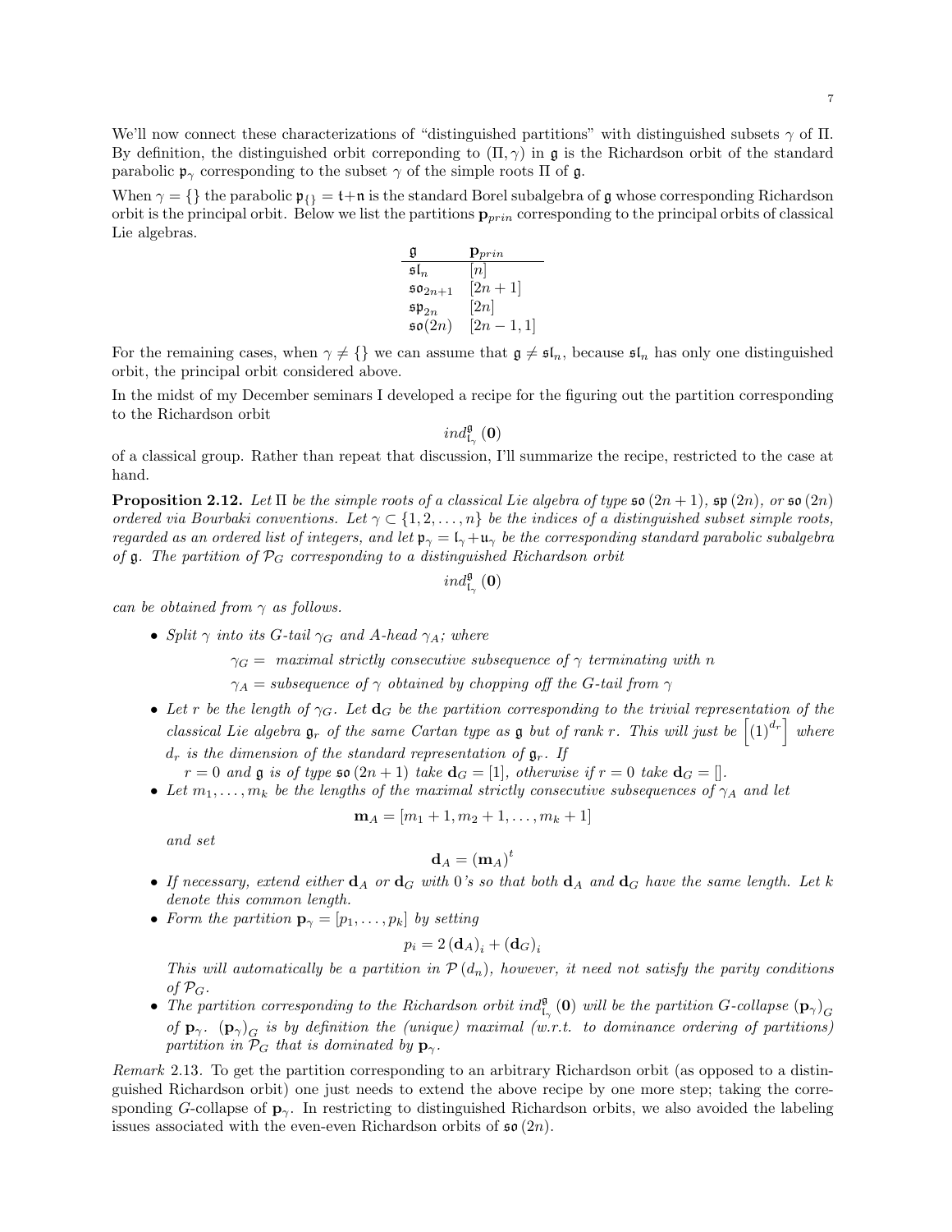We'll now connect these characterizations of "distinguished partitions" with distinguished subsets $\gamma$ of $\Pi$. By definition, the distinguished orbit correponding to $(\Pi, \gamma)$ in $\mathfrak{g}$ is the Richardson orbit of the standard parabolic $\mathfrak{p}_\gamma$ corresponding to the subset $\gamma$ of the simple roots $\Pi$ of $\mathfrak{g}$.

When $\gamma = \{\}$ the parabolic $\mathfrak{p}_{\{\}} = \mathfrak{t} + \mathfrak{n}$ is the standard Borel subalgebra of $\mathfrak{g}$ whose corresponding Richardson orbit is the principal orbit. Below we list the partitions $\mathbf{p}_{prin}$ corresponding to the principal orbits of classical Lie algebras.

| $\mathfrak{g}$ | $\mathbf{p}_{prin}$ |
|---|---|
| $\mathfrak{sl}_n$ | $[n]$ |
| $\mathfrak{so}_{2n+1}$ | $[2n+1]$ |
| $\mathfrak{sp}_{2n}$ | $[2n]$ |
| $\mathfrak{so}(2n)$ | $[2n-1, 1]$ |

For the remaining cases, when $\gamma \neq \{\}$ we can assume that $\mathfrak{g} \neq \mathfrak{sl}_n$, because $\mathfrak{sl}_n$ has only one distinguished orbit, the principal orbit considered above.

In the midst of my December seminars I developed a recipe for the figuring out the partition corresponding to the Richardson orbit

$$ind_{\mathfrak{l}_\gamma}^{\mathfrak{g}}(\mathbf{0})$$

of a classical group. Rather than repeat that discussion, I'll summarize the recipe, restricted to the case at hand.

**Proposition 2.12.** *Let $\Pi$ be the simple roots of a classical Lie algebra of type $\mathfrak{so}(2n+1)$, $\mathfrak{sp}(2n)$, or $\mathfrak{so}(2n)$ ordered via Bourbaki conventions. Let $\gamma \subset \{1, 2, \ldots, n\}$ be the indices of a distinguished subset simple roots, regarded as an ordered list of integers, and let $\mathfrak{p}_\gamma = \mathfrak{l}_\gamma + \mathfrak{u}_\gamma$ be the corresponding standard parabolic subalgebra of $\mathfrak{g}$. The partition of $\mathcal{P}_G$ corresponding to a distinguished Richardson orbit*

$$ind_{\mathfrak{l}_\gamma}^{\mathfrak{g}}(\mathbf{0})$$

*can be obtained from $\gamma$ as follows.*

- *Split $\gamma$ into its G-tail $\gamma_G$ and A-head $\gamma_A$; where*

  $\gamma_G =$ *maximal strictly consecutive subsequence of $\gamma$ terminating with $n$*

  $\gamma_A =$ *subsequence of $\gamma$ obtained by chopping off the G-tail from $\gamma$*

- *Let $r$ be the length of $\gamma_G$. Let $\mathbf{d}_G$ be the partition corresponding to the trivial representation of the classical Lie algebra $\mathfrak{g}_r$ of the same Cartan type as $\mathfrak{g}$ but of rank $r$. This will just be $\left[(1)^{d_r}\right]$ where $d_r$ is the dimension of the standard representation of $\mathfrak{g}_r$. If*
  *$r = 0$ and $\mathfrak{g}$ is of type $\mathfrak{so}(2n+1)$ take $\mathbf{d}_G = [1]$, otherwise if $r = 0$ take $\mathbf{d}_G = []$.*
- *Let $m_1, \ldots, m_k$ be the lengths of the maximal strictly consecutive subsequences of $\gamma_A$ and let*

  $$\mathbf{m}_A = [m_1 + 1, m_2 + 1, \ldots, m_k + 1]$$

  *and set*

  $$\mathbf{d}_A = (\mathbf{m}_A)^t$$

- *If necessary, extend either $\mathbf{d}_A$ or $\mathbf{d}_G$ with 0's so that both $\mathbf{d}_A$ and $\mathbf{d}_G$ have the same length. Let $k$ denote this common length.*
- *Form the partition $\mathbf{p}_\gamma = [p_1, \ldots, p_k]$ by setting*

  $$p_i = 2(\mathbf{d}_A)_i + (\mathbf{d}_G)_i$$

  *This will automatically be a partition in $\mathcal{P}(d_n)$, however, it need not satisfy the parity conditions of $\mathcal{P}_G$.*
- *The partition corresponding to the Richardson orbit $ind_{\mathfrak{l}_\gamma}^{\mathfrak{g}}(\mathbf{0})$ will be the partition G-collapse $(\mathbf{p}_\gamma)_G$ of $\mathbf{p}_\gamma$. $(\mathbf{p}_\gamma)_G$ is by definition the (unique) maximal (w.r.t. to dominance ordering of partitions) partition in $\mathcal{P}_G$ that is dominated by $\mathbf{p}_\gamma$.*

*Remark* 2.13. To get the partition corresponding to an arbitrary Richardson orbit (as opposed to a distinguished Richardson orbit) one just needs to extend the above recipe by one more step; taking the corresponding G-collapse of $\mathbf{p}_\gamma$. In restricting to distinguished Richardson orbits, we also avoided the labeling issues associated with the even-even Richardson orbits of $\mathfrak{so}(2n)$.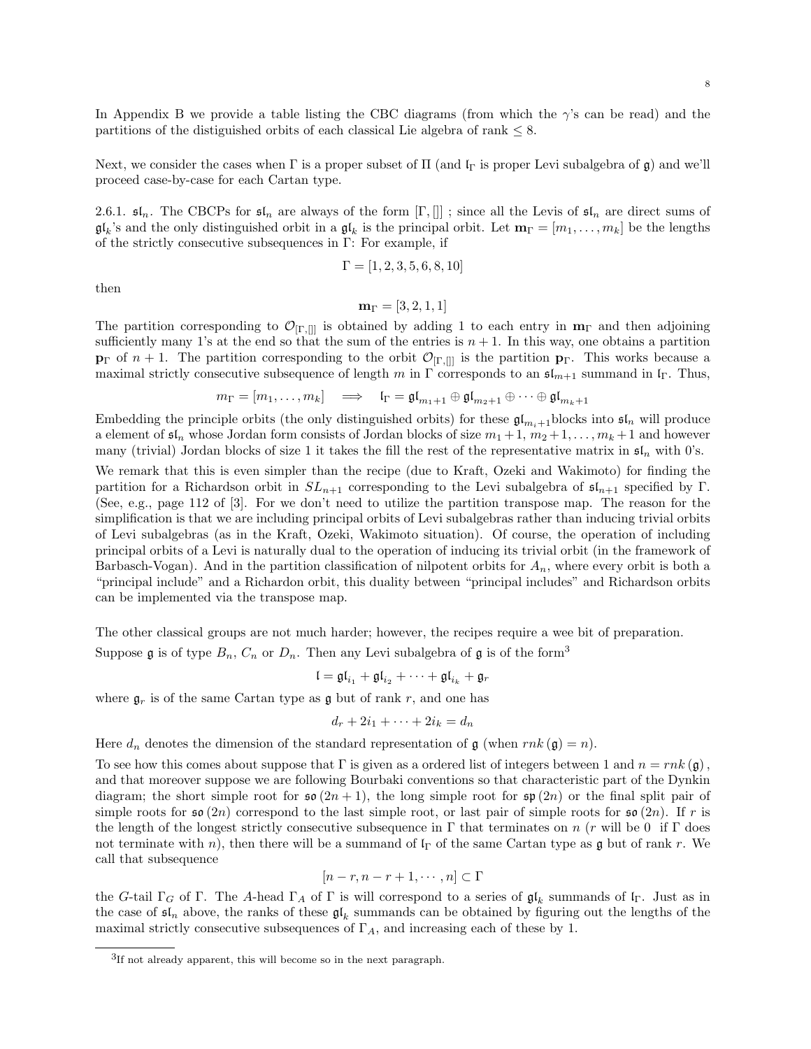In Appendix B we provide a table listing the CBC diagrams (from which the $\gamma$'s can be read) and the partitions of the distiguished orbits of each classical Lie algebra of rank $\leq 8$.

Next, we consider the cases when $\Gamma$ is a proper subset of $\Pi$ (and $\mathfrak{l}_\Gamma$ is proper Levi subalgebra of $\mathfrak{g}$) and we'll proceed case-by-case for each Cartan type.

2.6.1. $\mathfrak{sl}_n$. The CBCPs for $\mathfrak{sl}_n$ are always of the form $[\Gamma, []]$ ; since all the Levis of $\mathfrak{sl}_n$ are direct sums of $\mathfrak{gl}_k$'s and the only distinguished orbit in a $\mathfrak{gl}_k$ is the principal orbit. Let $\mathbf{m}_\Gamma = [m_1, \ldots, m_k]$ be the lengths of the strictly consecutive subsequences in $\Gamma$: For example, if

$$\Gamma = [1, 2, 3, 5, 6, 8, 10]$$

then

$$\mathbf{m}_\Gamma = [3, 2, 1, 1]$$

The partition corresponding to $\mathcal{O}_{[\Gamma,[]]}$ is obtained by adding 1 to each entry in $\mathbf{m}_\Gamma$ and then adjoining sufficiently many 1's at the end so that the sum of the entries is $n+1$. In this way, one obtains a partition $\mathbf{p}_\Gamma$ of $n+1$. The partition corresponding to the orbit $\mathcal{O}_{[\Gamma,[]]}$ is the partition $\mathbf{p}_\Gamma$. This works because a maximal strictly consecutive subsequence of length $m$ in $\Gamma$ corresponds to an $\mathfrak{sl}_{m+1}$ summand in $\mathfrak{l}_\Gamma$. Thus,

$$m_\Gamma = [m_1, \ldots, m_k] \quad \Longrightarrow \quad \mathfrak{l}_\Gamma = \mathfrak{gl}_{m_1+1} \oplus \mathfrak{gl}_{m_2+1} \oplus \cdots \oplus \mathfrak{gl}_{m_k+1}$$

Embedding the principle orbits (the only distinguished orbits) for these $\mathfrak{gl}_{m_i+1}$blocks into $\mathfrak{sl}_n$ will produce a element of $\mathfrak{sl}_n$ whose Jordan form consists of Jordan blocks of size $m_1+1$, $m_2+1, \ldots, m_k+1$ and however many (trivial) Jordan blocks of size 1 it takes the fill the rest of the representative matrix in $\mathfrak{sl}_n$ with 0's.

We remark that this is even simpler than the recipe (due to Kraft, Ozeki and Wakimoto) for finding the partition for a Richardson orbit in $SL_{n+1}$ corresponding to the Levi subalgebra of $\mathfrak{sl}_{n+1}$ specified by $\Gamma$. (See, e.g., page 112 of [3]. For we don't need to utilize the partition transpose map. The reason for the simplification is that we are including principal orbits of Levi subalgebras rather than inducing trivial orbits of Levi subalgebras (as in the Kraft, Ozeki, Wakimoto situation). Of course, the operation of including principal orbits of a Levi is naturally dual to the operation of inducing its trivial orbit (in the framework of Barbasch-Vogan). And in the partition classification of nilpotent orbits for $A_n$, where every orbit is both a "principal include" and a Richardon orbit, this duality between "principal includes" and Richardson orbits can be implemented via the transpose map.

The other classical groups are not much harder; however, the recipes require a wee bit of preparation.

Suppose $\mathfrak{g}$ is of type $B_n$, $C_n$ or $D_n$. Then any Levi subalgebra of $\mathfrak{g}$ is of the form[3]

$$\mathfrak{l} = \mathfrak{gl}_{i_1} + \mathfrak{gl}_{i_2} + \cdots + \mathfrak{gl}_{i_k} + \mathfrak{g}_r$$

where $\mathfrak{g}_r$ is of the same Cartan type as $\mathfrak{g}$ but of rank $r$, and one has

$$d_r + 2i_1 + \cdots + 2i_k = d_n$$

Here $d_n$ denotes the dimension of the standard representation of $\mathfrak{g}$ (when $rnk(\mathfrak{g}) = n$).

To see how this comes about suppose that $\Gamma$ is given as a ordered list of integers between 1 and $n = rnk(\mathfrak{g})$, and that moreover suppose we are following Bourbaki conventions so that characteristic part of the Dynkin diagram; the short simple root for $\mathfrak{so}(2n+1)$, the long simple root for $\mathfrak{sp}(2n)$ or the final split pair of simple roots for $\mathfrak{so}(2n)$ correspond to the last simple root, or last pair of simple roots for $\mathfrak{so}(2n)$. If $r$ is the length of the longest strictly consecutive subsequence in $\Gamma$ that terminates on $n$ ($r$ will be 0 if $\Gamma$ does not terminate with $n$), then there will be a summand of $\mathfrak{l}_\Gamma$ of the same Cartan type as $\mathfrak{g}$ but of rank $r$. We call that subsequence

$$[n-r, n-r+1, \cdots, n] \subset \Gamma$$

the $G$-tail $\Gamma_G$ of $\Gamma$. The $A$-head $\Gamma_A$ of $\Gamma$ is will correspond to a series of $\mathfrak{gl}_k$ summands of $\mathfrak{l}_\Gamma$. Just as in the case of $\mathfrak{sl}_n$ above, the ranks of these $\mathfrak{gl}_k$ summands can be obtained by figuring out the lengths of the maximal strictly consecutive subsequences of $\Gamma_A$, and increasing each of these by 1.

---

[3] If not already apparent, this will become so in the next paragraph.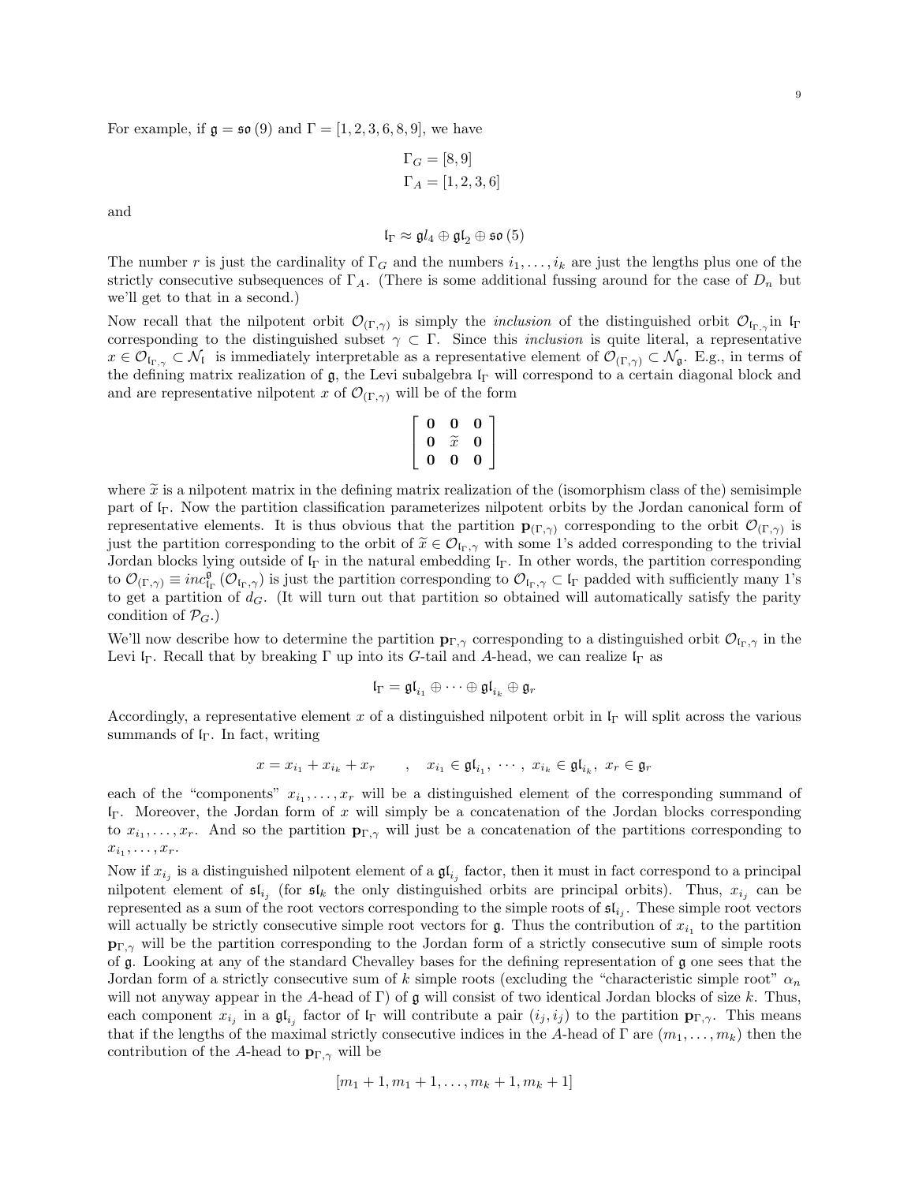For example, if $\mathfrak{g} = \mathfrak{so}(9)$ and $\Gamma = [1, 2, 3, 6, 8, 9]$, we have

$$\Gamma_G = [8, 9]$$
$$\Gamma_A = [1, 2, 3, 6]$$

and

$$\mathfrak{l}_\Gamma \approx \mathfrak{g}l_4 \oplus \mathfrak{gl}_2 \oplus \mathfrak{so}(5)$$

The number $r$ is just the cardinality of $\Gamma_G$ and the numbers $i_1, \ldots, i_k$ are just the lengths plus one of the strictly consecutive subsequences of $\Gamma_A$. (There is some additional fussing around for the case of $D_n$ but we'll get to that in a second.)

Now recall that the nilpotent orbit $\mathcal{O}_{(\Gamma,\gamma)}$ is simply the *inclusion* of the distinguished orbit $\mathcal{O}_{\mathfrak{l}_{\Gamma,\gamma}}$in $\mathfrak{l}_\Gamma$ corresponding to the distinguished subset $\gamma \subset \Gamma$. Since this *inclusion* is quite literal, a representative $x \in \mathcal{O}_{\mathfrak{l}_{\Gamma,\gamma}} \subset \mathcal{N}_{\mathfrak{l}}$ is immediately interpretable as a representative element of $\mathcal{O}_{(\Gamma,\gamma)} \subset \mathcal{N}_{\mathfrak{g}}$. E.g., in terms of the defining matrix realization of $\mathfrak{g}$, the Levi subalgebra $\mathfrak{l}_\Gamma$ will correspond to a certain diagonal block and and are representative nilpotent $x$ of $\mathcal{O}_{(\Gamma,\gamma)}$ will be of the form

$$\left[ \begin{array}{ccc} \mathbf{0} & \mathbf{0} & \mathbf{0} \\ \mathbf{0} & \widetilde{x} & \mathbf{0} \\ \mathbf{0} & \mathbf{0} & \mathbf{0} \end{array} \right]$$

where $\widetilde{x}$ is a nilpotent matrix in the defining matrix realization of the (isomorphism class of the) semisimple part of $\mathfrak{l}_\Gamma$. Now the partition classification parameterizes nilpotent orbits by the Jordan canonical form of representative elements. It is thus obvious that the partition $\mathbf{p}_{(\Gamma,\gamma)}$ corresponding to the orbit $\mathcal{O}_{(\Gamma,\gamma)}$ is just the partition corresponding to the orbit of $\widetilde{x} \in \mathcal{O}_{\mathfrak{l}_\Gamma,\gamma}$ with some 1's added corresponding to the trivial Jordan blocks lying outside of $\mathfrak{l}_\Gamma$ in the natural embedding $\mathfrak{l}_\Gamma$. In other words, the partition corresponding to $\mathcal{O}_{(\Gamma,\gamma)} \equiv inc^{\mathfrak{g}}_{\mathfrak{l}_\Gamma}(\mathcal{O}_{\mathfrak{l}_\Gamma,\gamma})$ is just the partition corresponding to $\mathcal{O}_{\mathfrak{l}_\Gamma,\gamma} \subset \mathfrak{l}_\Gamma$ padded with sufficiently many 1's to get a partition of $d_G$. (It will turn out that partition so obtained will automatically satisfy the parity condition of $\mathcal{P}_G$.)

We'll now describe how to determine the partition $\mathbf{p}_{\Gamma,\gamma}$ corresponding to a distinguished orbit $\mathcal{O}_{\mathfrak{l}_\Gamma,\gamma}$ in the Levi $\mathfrak{l}_\Gamma$. Recall that by breaking $\Gamma$ up into its $G$-tail and $A$-head, we can realize $\mathfrak{l}_\Gamma$ as

$$\mathfrak{l}_\Gamma = \mathfrak{gl}_{i_1} \oplus \cdots \oplus \mathfrak{gl}_{i_k} \oplus \mathfrak{g}_r$$

Accordingly, a representative element $x$ of a distinguished nilpotent orbit in $\mathfrak{l}_\Gamma$ will split across the various summands of $\mathfrak{l}_\Gamma$. In fact, writing

$$x = x_{i_1} + x_{i_k} + x_r \qquad , \quad x_{i_1} \in \mathfrak{gl}_{i_1}, \ \cdots , \ x_{i_k} \in \mathfrak{gl}_{i_k}, \ x_r \in \mathfrak{g}_r$$

each of the "components" $x_{i_1}, \ldots, x_r$ will be a distinguished element of the corresponding summand of $\mathfrak{l}_\Gamma$. Moreover, the Jordan form of $x$ will simply be a concatenation of the Jordan blocks corresponding to $x_{i_1}, \ldots, x_r$. And so the partition $\mathbf{p}_{\Gamma,\gamma}$ will just be a concatenation of the partitions corresponding to $x_{i_1}, \ldots, x_r$.

Now if $x_{i_j}$ is a distinguished nilpotent element of a $\mathfrak{gl}_{i_j}$ factor, then it must in fact correspond to a principal nilpotent element of $\mathfrak{sl}_{i_j}$ (for $\mathfrak{sl}_k$ the only distinguished orbits are principal orbits). Thus, $x_{i_j}$ can be represented as a sum of the root vectors corresponding to the simple roots of $\mathfrak{sl}_{i_j}$. These simple root vectors will actually be strictly consecutive simple root vectors for $\mathfrak{g}$. Thus the contribution of $x_{i_1}$ to the partition $\mathbf{p}_{\Gamma,\gamma}$ will be the partition corresponding to the Jordan form of a strictly consecutive sum of simple roots of $\mathfrak{g}$. Looking at any of the standard Chevalley bases for the defining representation of $\mathfrak{g}$ one sees that the Jordan form of a strictly consecutive sum of $k$ simple roots (excluding the "characteristic simple root" $\alpha_n$ will not anyway appear in the $A$-head of $\Gamma$) of $\mathfrak{g}$ will consist of two identical Jordan blocks of size $k$. Thus, each component $x_{i_j}$ in a $\mathfrak{gl}_{i_j}$ factor of $\mathfrak{l}_\Gamma$ will contribute a pair $(i_j, i_j)$ to the partition $\mathbf{p}_{\Gamma,\gamma}$. This means that if the lengths of the maximal strictly consecutive indices in the $A$-head of $\Gamma$ are $(m_1, \ldots, m_k)$ then the contribution of the $A$-head to $\mathbf{p}_{\Gamma,\gamma}$ will be

$$[m_1 + 1, m_1 + 1, \ldots, m_k + 1, m_k + 1]$$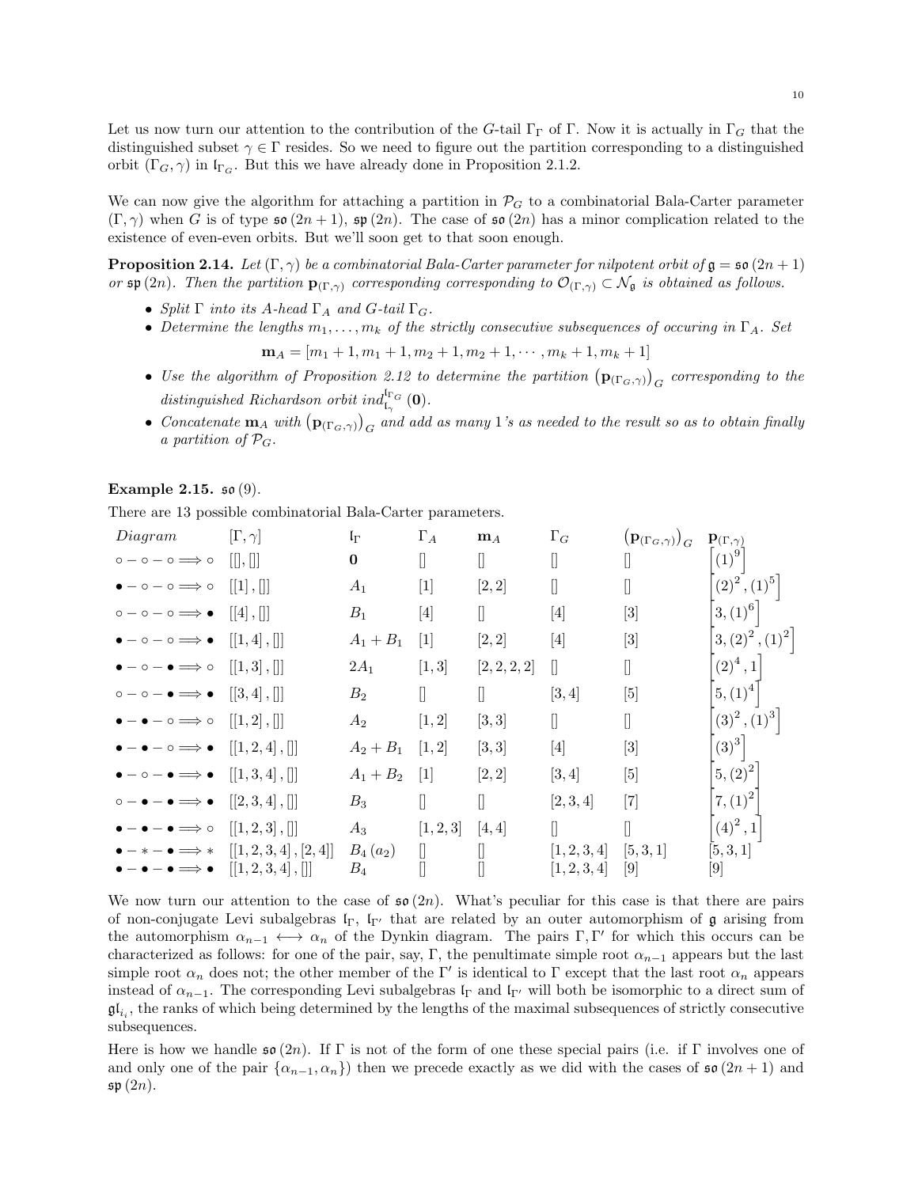Let us now turn our attention to the contribution of the $G$-tail $\Gamma_\Gamma$ of $\Gamma$. Now it is actually in $\Gamma_G$ that the distinguished subset $\gamma \in \Gamma$ resides. So we need to figure out the partition corresponding to a distinguished orbit $(\Gamma_G, \gamma)$ in $\mathfrak{l}_{\Gamma_G}$. But this we have already done in Proposition 2.1.2.

We can now give the algorithm for attaching a partition in $\mathcal{P}_G$ to a combinatorial Bala-Carter parameter $(\Gamma, \gamma)$ when $G$ is of type $\mathfrak{so}(2n+1)$, $\mathfrak{sp}(2n)$. The case of $\mathfrak{so}(2n)$ has a minor complication related to the existence of even-even orbits. But we'll soon get to that soon enough.

**Proposition 2.14.** *Let $(\Gamma, \gamma)$ be a combinatorial Bala-Carter parameter for nilpotent orbit of $\mathfrak{g} = \mathfrak{so}(2n+1)$ or $\mathfrak{sp}(2n)$. Then the partition $\mathbf{p}_{(\Gamma,\gamma)}$ corresponding corresponding to $\mathcal{O}_{(\Gamma,\gamma)} \subset \mathcal{N}_\mathfrak{g}$ is obtained as follows.*

- *Split $\Gamma$ into its $A$-head $\Gamma_A$ and $G$-tail $\Gamma_G$.*
- *Determine the lengths $m_1, \ldots, m_k$ of the strictly consecutive subsequences of occuring in $\Gamma_A$. Set*
$$\mathbf{m}_A = [m_1+1, m_1+1, m_2+1, m_2+1, \cdots, m_k+1, m_k+1]$$
- *Use the algorithm of Proposition 2.12 to determine the partition $\left(\mathbf{p}_{(\Gamma_G,\gamma)}\right)_G$ corresponding to the distinguished Richardson orbit $ind_{\mathfrak{l}_\gamma}^{\mathfrak{l}_{\Gamma_G}}(\mathbf{0})$.*
- *Concatenate $\mathbf{m}_A$ with $\left(\mathbf{p}_{(\Gamma_G,\gamma)}\right)_G$ and add as many 1's as needed to the result so as to obtain finally a partition of $\mathcal{P}_G$.*

**Example 2.15.** $\mathfrak{so}(9)$.

There are 13 possible combinatorial Bala-Carter parameters.

| *Diagram* | $[\Gamma, \gamma]$ | $\mathfrak{l}_\Gamma$ | $\Gamma_A$ | $\mathbf{m}_A$ | $\Gamma_G$ | $\left(\mathbf{p}_{(\Gamma_G,\gamma)}\right)_G$ | $\mathbf{p}_{(\Gamma,\gamma)}$ |
|---|---|---|---|---|---|---|---|
| $\circ - \circ - \circ \Longrightarrow \circ$ | $[[],[]]$ | $\mathbf{0}$ | $[]$ | $[]$ | $[]$ | $[]$ | $\left[(1)^9\right]$ |
| $\bullet - \circ - \circ \Longrightarrow \circ$ | $[[1],[]]$ | $A_1$ | $[1]$ | $[2,2]$ | $[]$ | $[]$ | $\left[(2)^2,(1)^5\right]$ |
| $\circ - \circ - \circ \Longrightarrow \bullet$ | $[[4],[]]$ | $B_1$ | $[4]$ | $[]$ | $[4]$ | $[3]$ | $\left[3,(1)^6\right]$ |
| $\bullet - \circ - \circ \Longrightarrow \bullet$ | $[[1,4],[]]$ | $A_1+B_1$ | $[1]$ | $[2,2]$ | $[4]$ | $[3]$ | $\left[3,(2)^2,(1)^2\right]$ |
| $\bullet - \circ - \bullet \Longrightarrow \circ$ | $[[1,3],[]]$ | $2A_1$ | $[1,3]$ | $[2,2,2,2]$ | $[]$ | $[]$ | $\left[(2)^4,1\right]$ |
| $\circ - \circ - \bullet \Longrightarrow \bullet$ | $[[3,4],[]]$ | $B_2$ | $[]$ | $[]$ | $[3,4]$ | $[5]$ | $\left[5,(1)^4\right]$ |
| $\bullet - \bullet - \circ \Longrightarrow \circ$ | $[[1,2],[]]$ | $A_2$ | $[1,2]$ | $[3,3]$ | $[]$ | $[]$ | $\left[(3)^2,(1)^3\right]$ |
| $\bullet - \bullet - \circ \Longrightarrow \bullet$ | $[[1,2,4],[]]$ | $A_2+B_1$ | $[1,2]$ | $[3,3]$ | $[4]$ | $[3]$ | $\left[(3)^3\right]$ |
| $\bullet - \circ - \bullet \Longrightarrow \bullet$ | $[[1,3,4],[]]$ | $A_1+B_2$ | $[1]$ | $[2,2]$ | $[3,4]$ | $[5]$ | $\left[5,(2)^2\right]$ |
| $\circ - \bullet - \bullet \Longrightarrow \bullet$ | $[[2,3,4],[]]$ | $B_3$ | $[]$ | $[]$ | $[2,3,4]$ | $[7]$ | $\left[7,(1)^2\right]$ |
| $\bullet - \bullet - \bullet \Longrightarrow \circ$ | $[[1,2,3],[]]$ | $A_3$ | $[1,2,3]$ | $[4,4]$ | $[]$ | $[]$ | $\left[(4)^2,1\right]$ |
| $\bullet - * - \bullet \Longrightarrow *$ | $[[1,2,3,4],[2,4]]$ | $B_4(a_2)$ | $[]$ | $[]$ | $[1,2,3,4]$ | $[5,3,1]$ | $[5,3,1]$ |
| $\bullet - \bullet - \bullet \Longrightarrow \bullet$ | $[[1,2,3,4],[]]$ | $B_4$ | $[]$ | $[]$ | $[1,2,3,4]$ | $[9]$ | $[9]$ |

We now turn our attention to the case of $\mathfrak{so}(2n)$. What's peculiar for this case is that there are pairs of non-conjugate Levi subalgebras $\mathfrak{l}_\Gamma$, $\mathfrak{l}_{\Gamma'}$ that are related by an outer automorphism of $\mathfrak{g}$ arising from the automorphism $\alpha_{n-1} \longleftrightarrow \alpha_n$ of the Dynkin diagram. The pairs $\Gamma, \Gamma'$ for which this occurs can be characterized as follows: for one of the pair, say, $\Gamma$, the penultimate simple root $\alpha_{n-1}$ appears but the last simple root $\alpha_n$ does not; the other member of the $\Gamma'$ is identical to $\Gamma$ except that the last root $\alpha_n$ appears instead of $\alpha_{n-1}$. The corresponding Levi subalgebras $\mathfrak{l}_\Gamma$ and $\mathfrak{l}_{\Gamma'}$ will both be isomorphic to a direct sum of $\mathfrak{gl}_{i_i}$, the ranks of which being determined by the lengths of the maximal subsequences of strictly consecutive subsequences.

Here is how we handle $\mathfrak{so}(2n)$. If $\Gamma$ is not of the form of one these special pairs (i.e. if $\Gamma$ involves one of and only one of the pair $\{\alpha_{n-1}, \alpha_n\}$) then we precede exactly as we did with the cases of $\mathfrak{so}(2n+1)$ and $\mathfrak{sp}(2n)$.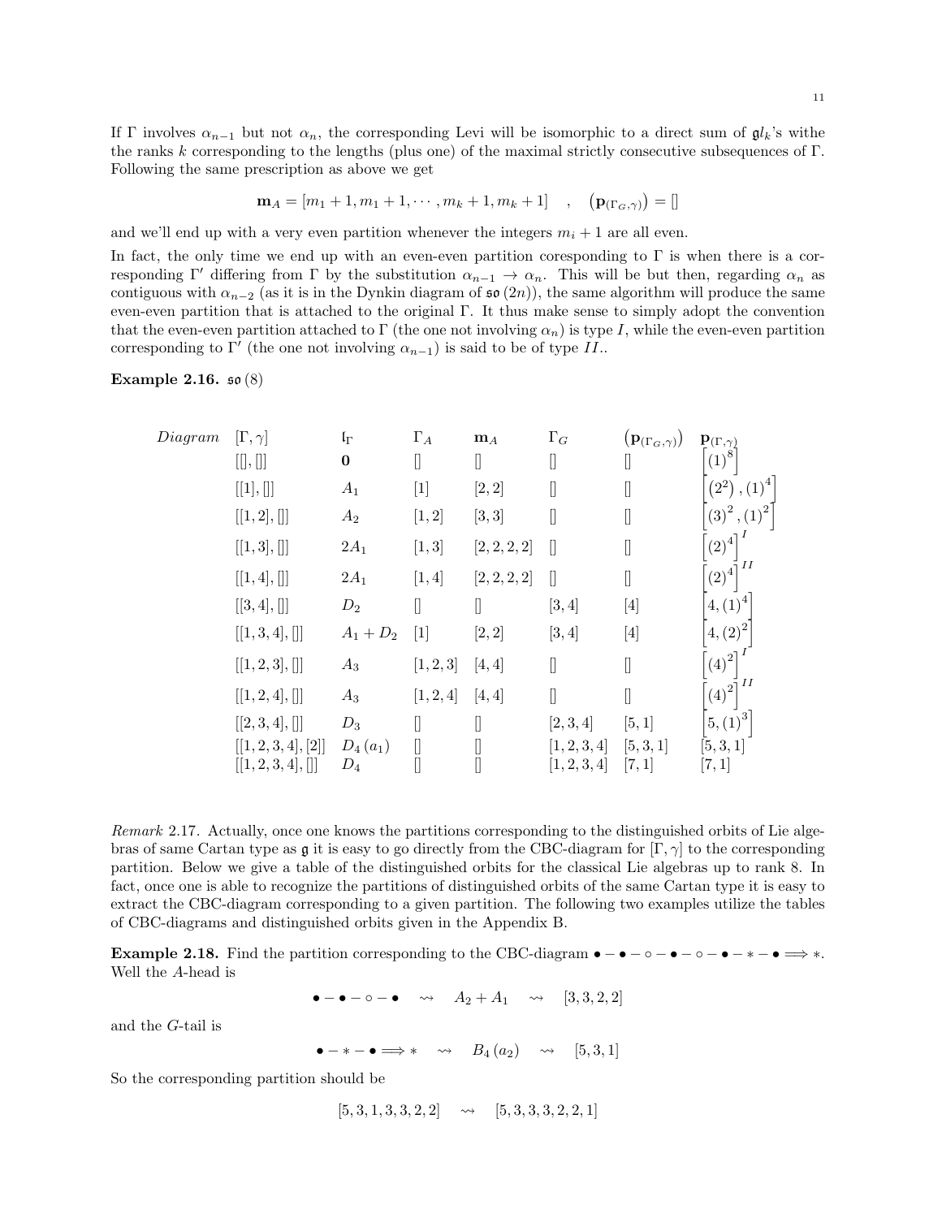If Γ involves $\alpha_{n-1}$ but not $\alpha_n$, the corresponding Levi will be isomorphic to a direct sum of $\mathfrak{gl}_k$'s withe the ranks $k$ corresponding to the lengths (plus one) of the maximal strictly consecutive subsequences of Γ. Following the same prescription as above we get

$$\mathbf{m}_A = [m_1+1, m_1+1, \cdots, m_k+1, m_k+1] \quad , \quad (\mathbf{p}_{(\Gamma_G,\gamma)}) = []$$

and we'll end up with a very even partition whenever the integers $m_i + 1$ are all even.

In fact, the only time we end up with an even-even partition coresponding to Γ is when there is a corresponding Γ′ differing from Γ by the substitution $\alpha_{n-1} \to \alpha_n$. This will be but then, regarding $\alpha_n$ as contiguous with $\alpha_{n-2}$ (as it is in the Dynkin diagram of $\mathfrak{so}(2n)$), the same algorithm will produce the same even-even partition that is attached to the original Γ. It thus make sense to simply adopt the convention that the even-even partition attached to Γ (the one not involving $\alpha_n$) is type $I$, while the even-even partition corresponding to Γ′ (the one not involving $\alpha_{n-1}$) is said to be of type $II$..

**Example 2.16.** $\mathfrak{so}(8)$

| *Diagram* | $[\Gamma,\gamma]$ | $\mathfrak{l}_\Gamma$ | $\Gamma_A$ | $\mathbf{m}_A$ | $\Gamma_G$ | $(\mathbf{p}_{(\Gamma_G,\gamma)})$ | $\mathbf{p}_{(\Gamma,\gamma)}$ |
|---|---|---|---|---|---|---|---|
| | $[[],[]]$ | $\mathbf{0}$ | $[]$ | $[]$ | $[]$ | $[]$ | $\left[(1)^8\right]$ |
| | $[[1],[]]$ | $A_1$ | $[1]$ | $[2,2]$ | $[]$ | $[]$ | $\left[(2^2),(1)^4\right]$ |
| | $[[1,2],[]]$ | $A_2$ | $[1,2]$ | $[3,3]$ | $[]$ | $[]$ | $\left[(3)^2,(1)^2\right]$ |
| | $[[1,3],[]]$ | $2A_1$ | $[1,3]$ | $[2,2,2,2]$ | $[]$ | $[]$ | $\left[(2)^4\right]^I$ |
| | $[[1,4],[]]$ | $2A_1$ | $[1,4]$ | $[2,2,2,2]$ | $[]$ | $[]$ | $\left[(2)^4\right]^{II}$ |
| | $[[3,4],[]]$ | $D_2$ | $[]$ | $[]$ | $[3,4]$ | $[4]$ | $\left[4,(1)^4\right]$ |
| | $[[1,3,4],[]]$ | $A_1+D_2$ | $[1]$ | $[2,2]$ | $[3,4]$ | $[4]$ | $\left[4,(2)^2\right]$ |
| | $[[1,2,3],[]]$ | $A_3$ | $[1,2,3]$ | $[4,4]$ | $[]$ | $[]$ | $\left[(4)^2\right]^I$ |
| | $[[1,2,4],[]]$ | $A_3$ | $[1,2,4]$ | $[4,4]$ | $[]$ | $[]$ | $\left[(4)^2\right]^{II}$ |
| | $[[2,3,4],[]]$ | $D_3$ | $[]$ | $[]$ | $[2,3,4]$ | $[5,1]$ | $\left[5,(1)^3\right]$ |
| | $[[1,2,3,4],[2]]$ | $D_4(a_1)$ | $[]$ | $[]$ | $[1,2,3,4]$ | $[5,3,1]$ | $[5,3,1]$ |
| | $[[1,2,3,4],[]]$ | $D_4$ | $[]$ | $[]$ | $[1,2,3,4]$ | $[7,1]$ | $[7,1]$ |

*Remark* 2.17. Actually, once one knows the partitions corresponding to the distinguished orbits of Lie algebras of same Cartan type as $\mathfrak{g}$ it is easy to go directly from the CBC-diagram for $[\Gamma,\gamma]$ to the corresponding partition. Below we give a table of the distinguished orbits for the classical Lie algebras up to rank 8. In fact, once one is able to recognize the partitions of distinguished orbits of the same Cartan type it is easy to extract the CBC-diagram corresponding to a given partition. The following two examples utilize the tables of CBC-diagrams and distinguished orbits given in the Appendix B.

**Example 2.18.** Find the partition corresponding to the CBC-diagram $\bullet - \bullet - \circ - \bullet - \circ - \bullet - * - \bullet \Longrightarrow *$. Well the $A$-head is

$$\bullet - \bullet - \circ - \bullet \quad \rightsquigarrow \quad A_2 + A_1 \quad \rightsquigarrow \quad [3,3,2,2]$$

and the $G$-tail is

$$\bullet - * - \bullet \Longrightarrow * \quad \rightsquigarrow \quad B_4(a_2) \quad \rightsquigarrow \quad [5,3,1]$$

So the corresponding partition should be

$$[5,3,1,3,3,2,2] \quad \rightsquigarrow \quad [5,3,3,3,2,2,1]$$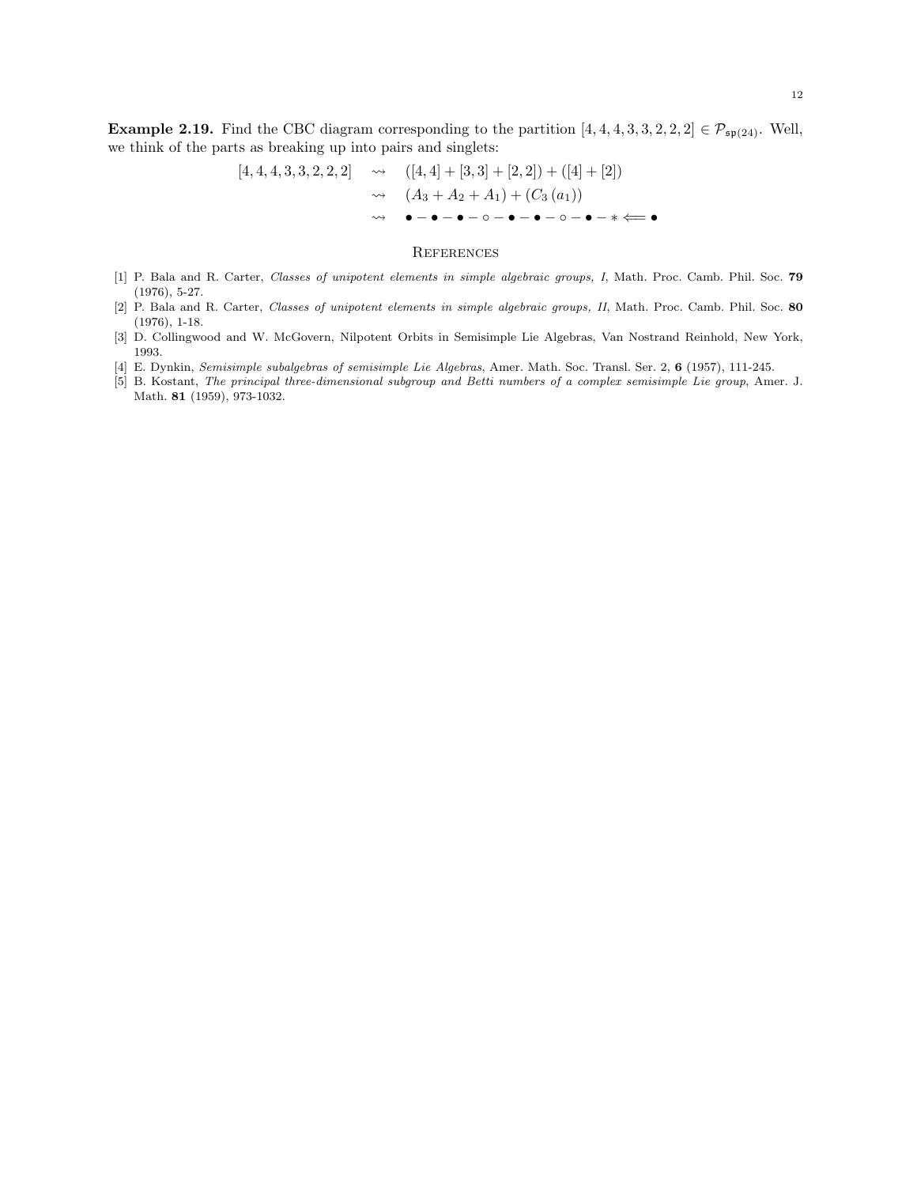**Example 2.19.** Find the CBC diagram corresponding to the partition $[4,4,4,3,3,2,2,2] \in \mathcal{P}_{\mathfrak{sp}(24)}$. Well, we think of the parts as breaking up into pairs and singlets:

$$
\begin{aligned}
[4,4,4,3,3,2,2,2] &\rightsquigarrow ([4,4]+[3,3]+[2,2]) + ([4]+[2]) \\
&\rightsquigarrow (A_3 + A_2 + A_1) + (C_3\,(a_1)) \\
&\rightsquigarrow \bullet - \bullet - \bullet - \circ - \bullet - \bullet - \circ - \bullet - * \Longleftarrow \bullet
\end{aligned}
$$

## References

[1] P. Bala and R. Carter, *Classes of unipotent elements in simple algebraic groups, I*, Math. Proc. Camb. Phil. Soc. **79** (1976), 5-27.

[2] P. Bala and R. Carter, *Classes of unipotent elements in simple algebraic groups, II*, Math. Proc. Camb. Phil. Soc. **80** (1976), 1-18.

[3] D. Collingwood and W. McGovern, Nilpotent Orbits in Semisimple Lie Algebras, Van Nostrand Reinhold, New York, 1993.

[4] E. Dynkin, *Semisimple subalgebras of semisimple Lie Algebras*, Amer. Math. Soc. Transl. Ser. 2, **6** (1957), 111-245.

[5] B. Kostant, *The principal three-dimensional subgroup and Betti numbers of a complex semisimple Lie group*, Amer. J. Math. **81** (1959), 973-1032.